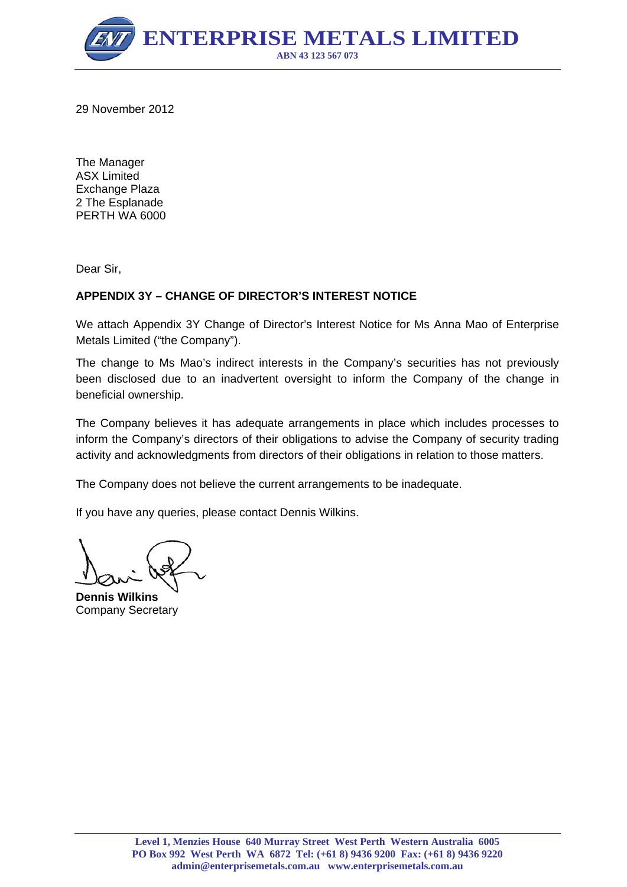# ENTERPRISE METALS LIMITED

ABN 43 123 567 073

29 November 2012

The Manager
ASX Limited
Exchange Plaza
2 The Esplanade
PERTH WA 6000

Dear Sir,

**APPENDIX 3Y – CHANGE OF DIRECTOR'S INTEREST NOTICE**

We attach Appendix 3Y Change of Director's Interest Notice for Ms Anna Mao of Enterprise Metals Limited ("the Company").

The change to Ms Mao's indirect interests in the Company's securities has not previously been disclosed due to an inadvertent oversight to inform the Company of the change in beneficial ownership.

The Company believes it has adequate arrangements in place which includes processes to inform the Company's directors of their obligations to advise the Company of security trading activity and acknowledgments from directors of their obligations in relation to those matters.

The Company does not believe the current arrangements to be inadequate.

If you have any queries, please contact Dennis Wilkins.

**Dennis Wilkins**
Company Secretary

Level 1, Menzies House 640 Murray Street West Perth Western Australia 6005
PO Box 992 West Perth WA 6872 Tel: (+61 8) 9436 9200 Fax: (+61 8) 9436 9220
admin@enterprisemetals.com.au www.enterprisemetals.com.au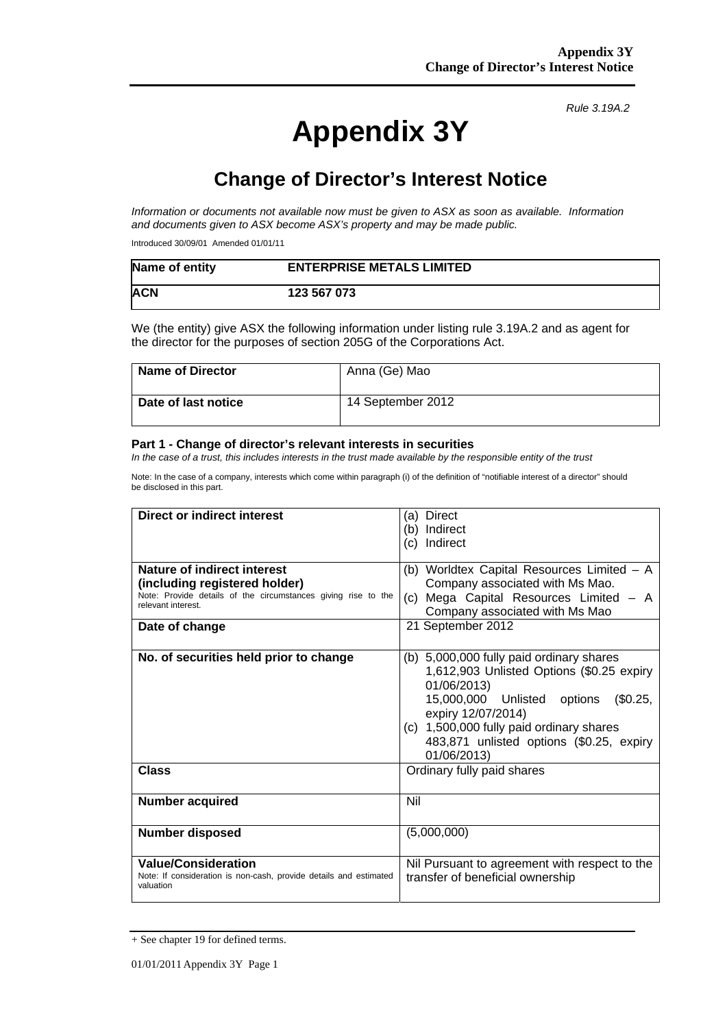*Rule 3.19A.2*

# Appendix 3Y

## Change of Director's Interest Notice

*Information or documents not available now must be given to ASX as soon as available. Information and documents given to ASX become ASX's property and may be made public.*

Introduced 30/09/01 Amended 01/01/11

| **Name of entity** | **ENTERPRISE METALS LIMITED** |
|---|---|
| **ACN** | **123 567 073** |

We (the entity) give ASX the following information under listing rule 3.19A.2 and as agent for the director for the purposes of section 205G of the Corporations Act.

| **Name of Director** | Anna (Ge) Mao |
|---|---|
| **Date of last notice** | 14 September 2012 |

### Part 1 - Change of director's relevant interests in securities

*In the case of a trust, this includes interests in the trust made available by the responsible entity of the trust*

Note: In the case of a company, interests which come within paragraph (i) of the definition of "notifiable interest of a director" should be disclosed in this part.

| | |
|---|---|
| **Direct or indirect interest** | (a) Direct<br>(b) Indirect<br>(c) Indirect |
| **Nature of indirect interest (including registered holder)**<br>Note: Provide details of the circumstances giving rise to the relevant interest. | (b) Worldtex Capital Resources Limited – A Company associated with Ms Mao.<br>(c) Mega Capital Resources Limited – A Company associated with Ms Mao |
| **Date of change** | 21 September 2012 |
| **No. of securities held prior to change** | (b) 5,000,000 fully paid ordinary shares<br>1,612,903 Unlisted Options ($0.25 expiry 01/06/2013)<br>15,000,000 Unlisted options ($0.25, expiry 12/07/2014)<br>(c) 1,500,000 fully paid ordinary shares<br>483,871 unlisted options ($0.25, expiry 01/06/2013) |
| **Class** | Ordinary fully paid shares |
| **Number acquired** | Nil |
| **Number disposed** | (5,000,000) |
| **Value/Consideration**<br>Note: If consideration is non-cash, provide details and estimated valuation | Nil Pursuant to agreement with respect to the transfer of beneficial ownership |

+ See chapter 19 for defined terms.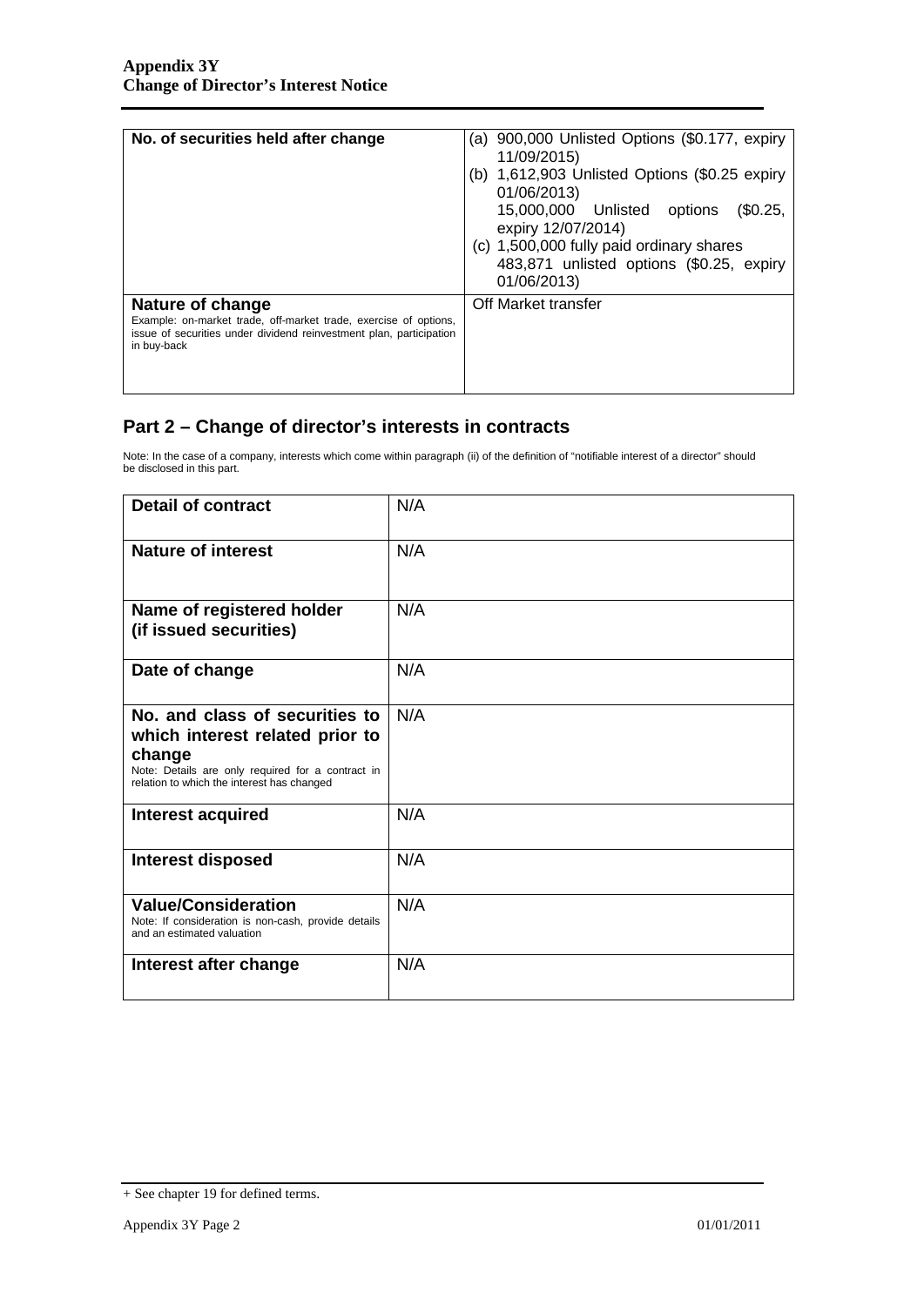| No. of securities held after change | (a) 900,000 Unlisted Options ($0.177, expiry 11/09/2015)<br>(b) 1,612,903 Unlisted Options ($0.25 expiry 01/06/2013)<br>15,000,000 Unlisted options ($0.25, expiry 12/07/2014)<br>(c) 1,500,000 fully paid ordinary shares<br>483,871 unlisted options ($0.25, expiry 01/06/2013) |
|---|---|
| **Nature of change**<br>Example: on-market trade, off-market trade, exercise of options, issue of securities under dividend reinvestment plan, participation in buy-back | Off Market transfer |

## Part 2 – Change of director's interests in contracts

Note: In the case of a company, interests which come within paragraph (ii) of the definition of "notifiable interest of a director" should be disclosed in this part.

| **Detail of contract** | N/A |
|---|---|
| **Nature of interest** | N/A |
| **Name of registered holder (if issued securities)** | N/A |
| **Date of change** | N/A |
| **No. and class of securities to which interest related prior to change**<br>Note: Details are only required for a contract in relation to which the interest has changed | N/A |
| **Interest acquired** | N/A |
| **Interest disposed** | N/A |
| **Value/Consideration**<br>Note: If consideration is non-cash, provide details and an estimated valuation | N/A |
| **Interest after change** | N/A |

+ See chapter 19 for defined terms.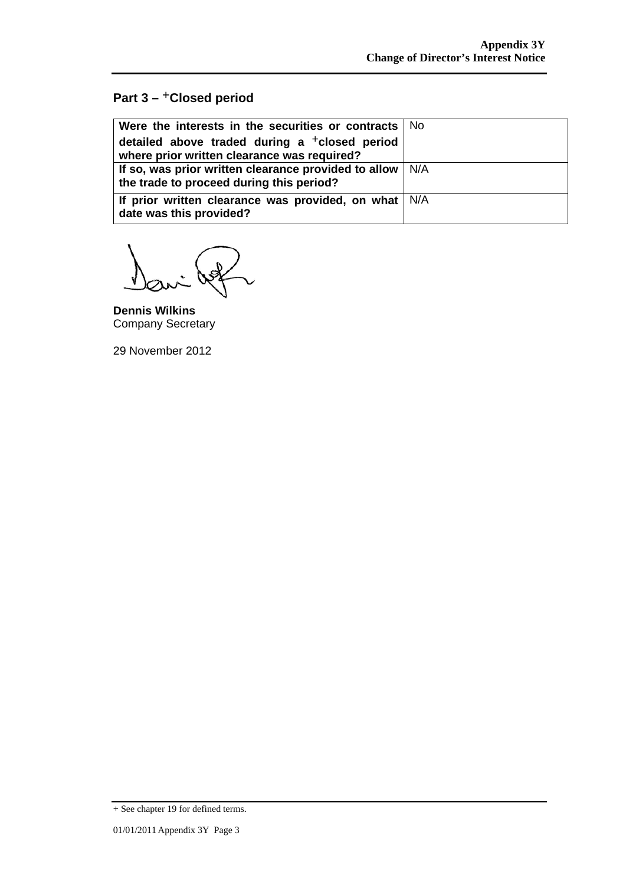## Part 3 – +Closed period

| | |
|---|---|
| **Were the interests in the securities or contracts detailed above traded during a +closed period where prior written clearance was required?** | No |
| **If so, was prior written clearance provided to allow the trade to proceed during this period?** | N/A |
| **If prior written clearance was provided, on what date was this provided?** | N/A |

**Dennis Wilkins**
Company Secretary

29 November 2012

+ See chapter 19 for defined terms.